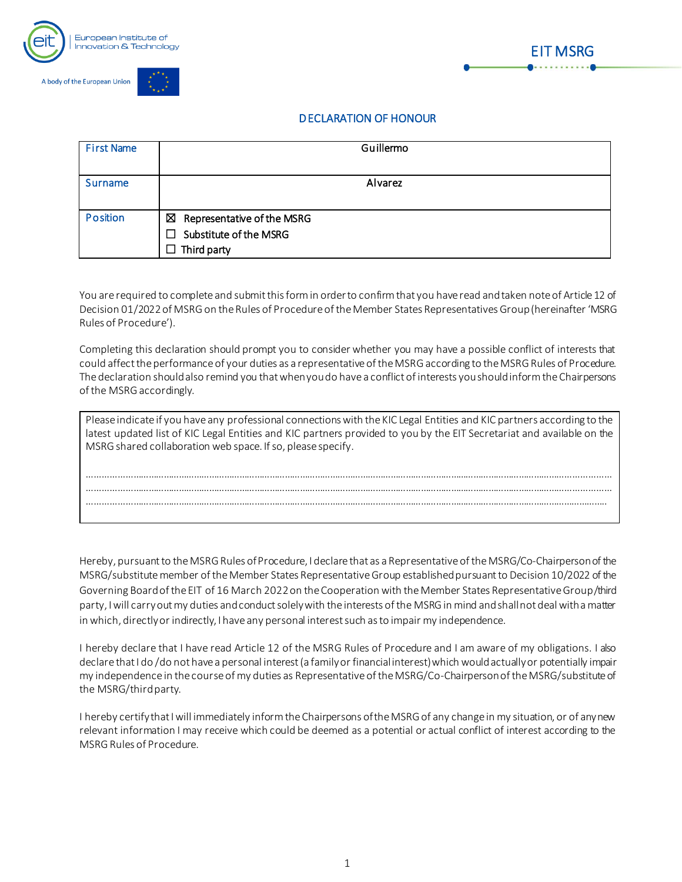European Institute of Innovation & Technology

A body of the European Union

EIT MSRG

## DECLARATION OF HONOUR

| First Name | Guillermo |
|---|---|
| Surname | Alvarez |
| Position | ☒ Representative of the MSRG<br>☐ Substitute of the MSRG<br>☐ Third party |

You are required to complete and submit this form in order to confirm that you have read and taken note of Article 12 of Decision 01/2022 of MSRG on the Rules of Procedure of the Member States Representatives Group (hereinafter 'MSRG Rules of Procedure').

Completing this declaration should prompt you to consider whether you may have a possible conflict of interests that could affect the performance of your duties as a representative of the MSRG according to the MSRG Rules of Procedure. The declaration should also remind you that when you do have a conflict of interests you should inform the Chairpersons of the MSRG accordingly.

> Please indicate if you have any professional connections with the KIC Legal Entities and KIC partners according to the latest updated list of KIC Legal Entities and KIC partners provided to you by the EIT Secretariat and available on the MSRG shared collaboration web space. If so, please specify.
>
> ..............................................................................................................................................................
> ..............................................................................................................................................................
> ..............................................................................................................................................................

Hereby, pursuant to the MSRG Rules of Procedure, I declare that as a Representative of the MSRG/Co-Chairperson of the MSRG/substitute member of the Member States Representative Group established pursuant to Decision 10/2022 of the Governing Board of the EIT of 16 March 2022 on the Cooperation with the Member States Representative Group/third party, I will carry out my duties and conduct solely with the interests of the MSRG in mind and shall not deal with a matter in which, directly or indirectly, I have any personal interest such as to impair my independence.

I hereby declare that I have read Article 12 of the MSRG Rules of Procedure and I am aware of my obligations. I also declare that I do /do not have a personal interest (a family or financial interest) which would actually or potentially impair my independence in the course of my duties as Representative of the MSRG/Co-Chairperson of the MSRG/substitute of the MSRG/third party.

I hereby certify that I will immediately inform the Chairpersons of the MSRG of any change in my situation, or of any new relevant information I may receive which could be deemed as a potential or actual conflict of interest according to the MSRG Rules of Procedure.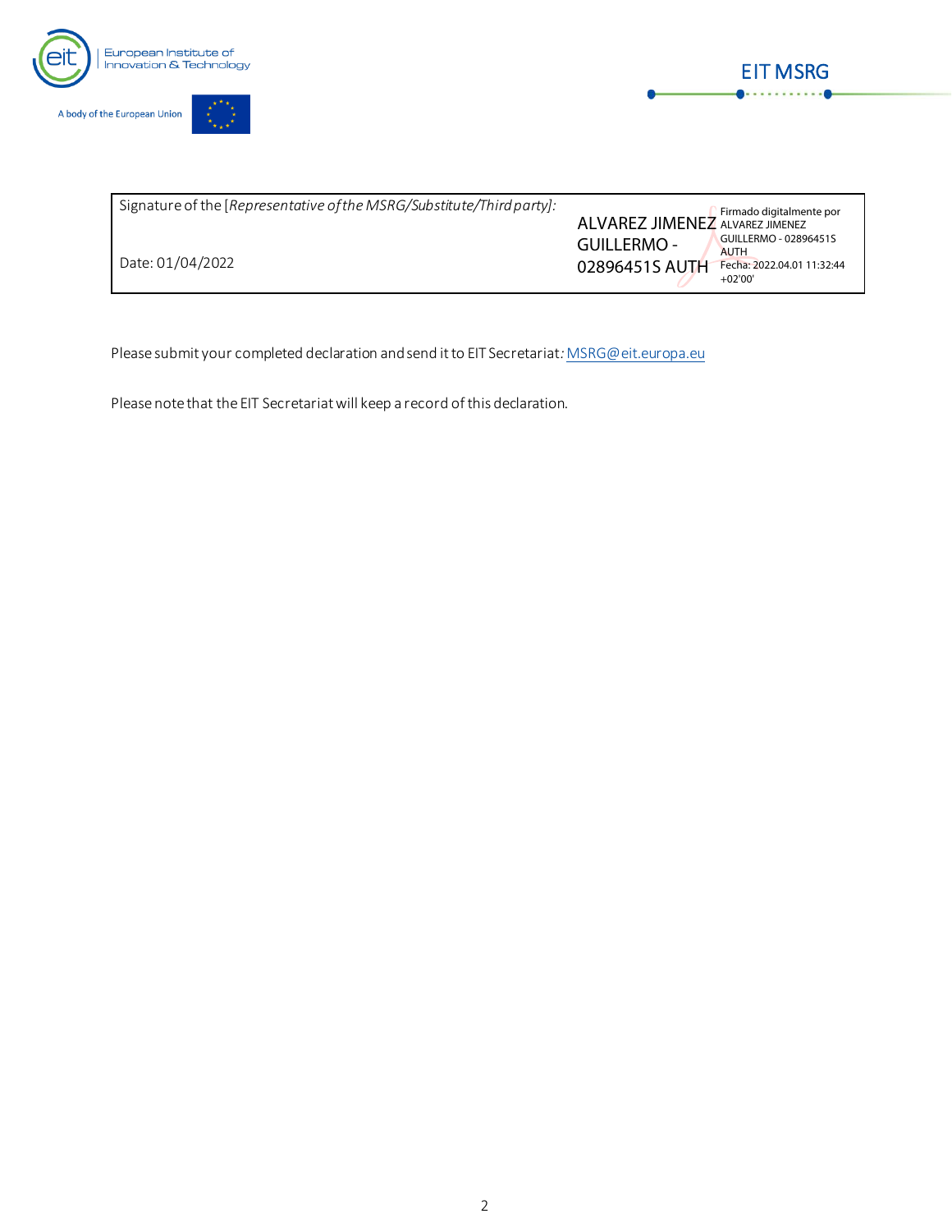| | |
|---|---|
| Signature of the [*Representative of the MSRG/Substitute/Third party]:*<br><br>Date: 01/04/2022 | ALVAREZ JIMENEZ GUILLERMO - 02896451S AUTH<br>Firmado digitalmente por ALVAREZ JIMENEZ GUILLERMO - 02896451S AUTH<br>Fecha: 2022.04.01 11:32:44 +02'00' |

Please submit your completed declaration and send it to EIT Secretariat: MSRG@eit.europa.eu

Please note that the EIT Secretariat will keep a record of this declaration.